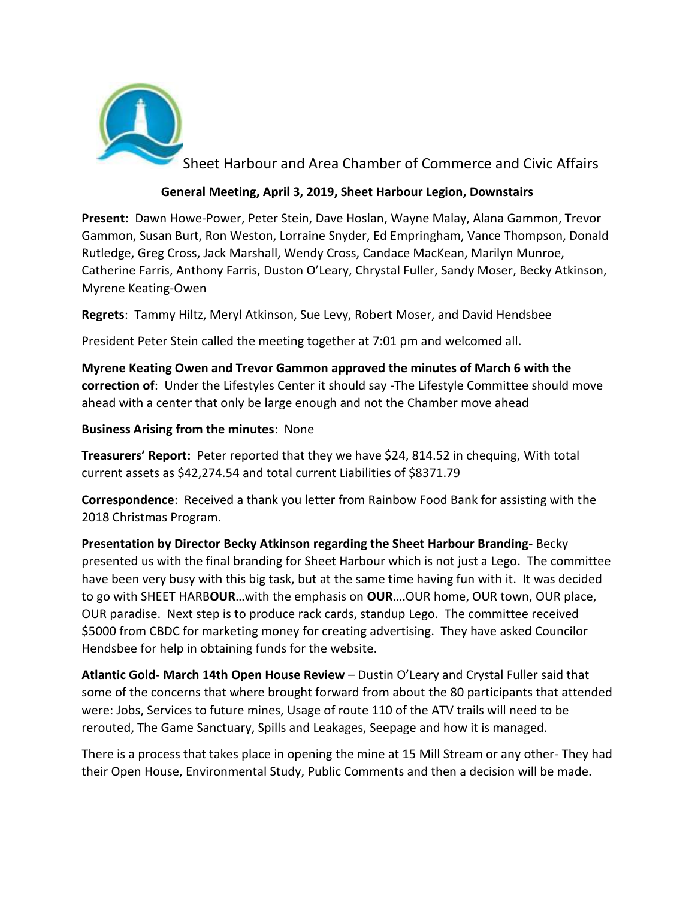Sheet Harbour and Area Chamber of Commerce and Civic Affairs

**General Meeting, April 3, 2019, Sheet Harbour Legion, Downstairs**

**Present:** Dawn Howe-Power, Peter Stein, Dave Hoslan, Wayne Malay, Alana Gammon, Trevor Gammon, Susan Burt, Ron Weston, Lorraine Snyder, Ed Empringham, Vance Thompson, Donald Rutledge, Greg Cross, Jack Marshall, Wendy Cross, Candace MacKean, Marilyn Munroe, Catherine Farris, Anthony Farris, Duston O'Leary, Chrystal Fuller, Sandy Moser, Becky Atkinson, Myrene Keating-Owen

**Regrets**: Tammy Hiltz, Meryl Atkinson, Sue Levy, Robert Moser, and David Hendsbee

President Peter Stein called the meeting together at 7:01 pm and welcomed all.

**Myrene Keating Owen and Trevor Gammon approved the minutes of March 6 with the correction of**: Under the Lifestyles Center it should say -The Lifestyle Committee should move ahead with a center that only be large enough and not the Chamber move ahead

**Business Arising from the minutes**: None

**Treasurers' Report:** Peter reported that they we have $24, 814.52 in chequing, With total current assets as $42,274.54 and total current Liabilities of $8371.79

**Correspondence**: Received a thank you letter from Rainbow Food Bank for assisting with the 2018 Christmas Program.

**Presentation by Director Becky Atkinson regarding the Sheet Harbour Branding-** Becky presented us with the final branding for Sheet Harbour which is not just a Lego. The committee have been very busy with this big task, but at the same time having fun with it. It was decided to go with SHEET HARB**OUR**…with the emphasis on **OUR**….OUR home, OUR town, OUR place, OUR paradise. Next step is to produce rack cards, standup Lego. The committee received $5000 from CBDC for marketing money for creating advertising. They have asked Councilor Hendsbee for help in obtaining funds for the website.

**Atlantic Gold- March 14th Open House Review** – Dustin O'Leary and Crystal Fuller said that some of the concerns that where brought forward from about the 80 participants that attended were: Jobs, Services to future mines, Usage of route 110 of the ATV trails will need to be rerouted, The Game Sanctuary, Spills and Leakages, Seepage and how it is managed.

There is a process that takes place in opening the mine at 15 Mill Stream or any other- They had their Open House, Environmental Study, Public Comments and then a decision will be made.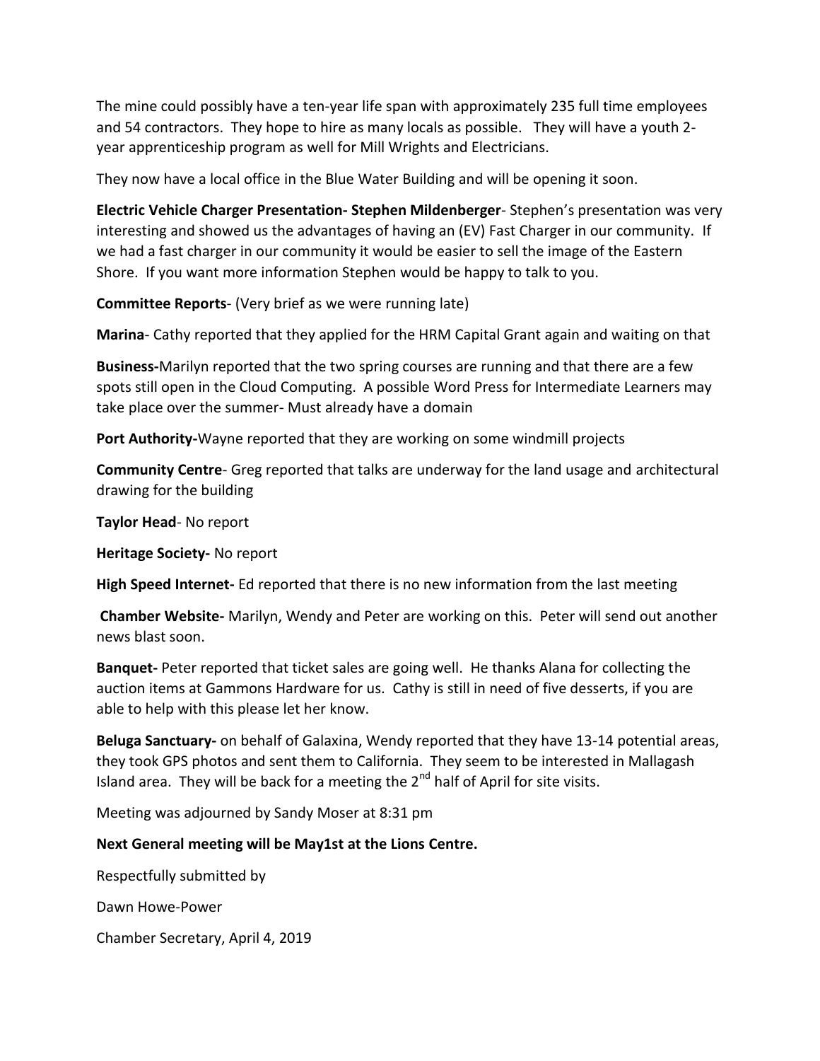The mine could possibly have a ten-year life span with approximately 235 full time employees and 54 contractors. They hope to hire as many locals as possible. They will have a youth 2-year apprenticeship program as well for Mill Wrights and Electricians.

They now have a local office in the Blue Water Building and will be opening it soon.

**Electric Vehicle Charger Presentation- Stephen Mildenberger**- Stephen's presentation was very interesting and showed us the advantages of having an (EV) Fast Charger in our community. If we had a fast charger in our community it would be easier to sell the image of the Eastern Shore. If you want more information Stephen would be happy to talk to you.

**Committee Reports**- (Very brief as we were running late)

**Marina**- Cathy reported that they applied for the HRM Capital Grant again and waiting on that

**Business-**Marilyn reported that the two spring courses are running and that there are a few spots still open in the Cloud Computing. A possible Word Press for Intermediate Learners may take place over the summer- Must already have a domain

**Port Authority-**Wayne reported that they are working on some windmill projects

**Community Centre**- Greg reported that talks are underway for the land usage and architectural drawing for the building

**Taylor Head**- No report

**Heritage Society-** No report

**High Speed Internet-** Ed reported that there is no new information from the last meeting

**Chamber Website-** Marilyn, Wendy and Peter are working on this. Peter will send out another news blast soon.

**Banquet-** Peter reported that ticket sales are going well. He thanks Alana for collecting the auction items at Gammons Hardware for us. Cathy is still in need of five desserts, if you are able to help with this please let her know.

**Beluga Sanctuary-** on behalf of Galaxina, Wendy reported that they have 13-14 potential areas, they took GPS photos and sent them to California. They seem to be interested in Mallagash Island area. They will be back for a meeting the 2nd half of April for site visits.

Meeting was adjourned by Sandy Moser at 8:31 pm

**Next General meeting will be May1st at the Lions Centre.**

Respectfully submitted by

Dawn Howe-Power

Chamber Secretary, April 4, 2019